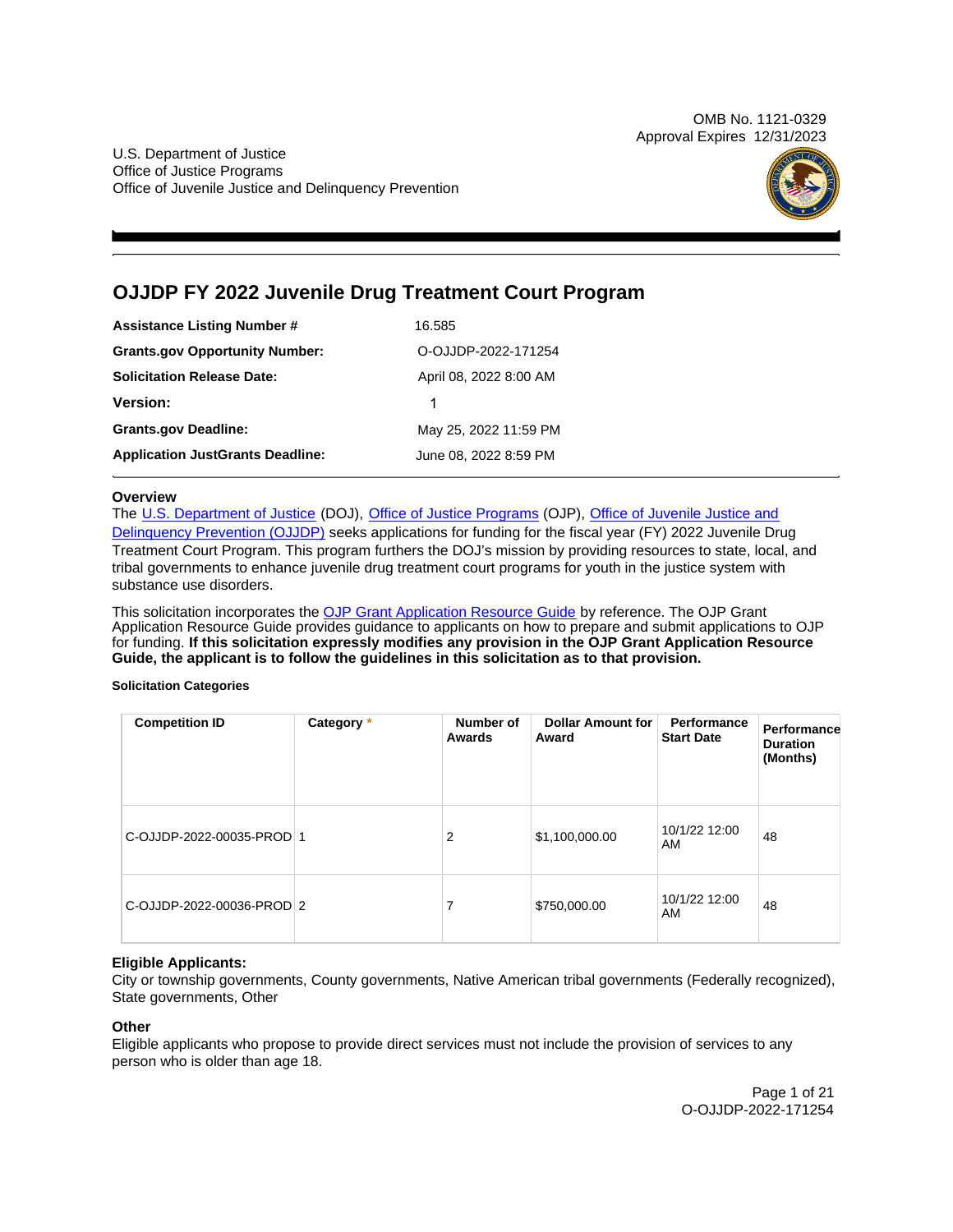OMB No. 1121-0329
Approval Expires 12/31/2023

U.S. Department of Justice
Office of Justice Programs
Office of Juvenile Justice and Delinquency Prevention

# OJJDP FY 2022 Juvenile Drug Treatment Court Program

| | |
|---|---|
| **Assistance Listing Number #** | 16.585 |
| **Grants.gov Opportunity Number:** | O-OJJDP-2022-171254 |
| **Solicitation Release Date:** | April 08, 2022 8:00 AM |
| **Version:** | 1 |
| **Grants.gov Deadline:** | May 25, 2022 11:59 PM |
| **Application JustGrants Deadline:** | June 08, 2022 8:59 PM |

### Overview

The U.S. Department of Justice (DOJ), Office of Justice Programs (OJP), Office of Juvenile Justice and Delinquency Prevention (OJJDP) seeks applications for funding for the fiscal year (FY) 2022 Juvenile Drug Treatment Court Program. This program furthers the DOJ's mission by providing resources to state, local, and tribal governments to enhance juvenile drug treatment court programs for youth in the justice system with substance use disorders.

This solicitation incorporates the OJP Grant Application Resource Guide by reference. The OJP Grant Application Resource Guide provides guidance to applicants on how to prepare and submit applications to OJP for funding. **If this solicitation expressly modifies any provision in the OJP Grant Application Resource Guide, the applicant is to follow the guidelines in this solicitation as to that provision.**

#### Solicitation Categories

| Competition ID | Category * | Number of Awards | Dollar Amount for Award | Performance Start Date | Performance Duration (Months) |
|---|---|---|---|---|---|
| C-OJJDP-2022-00035-PROD | 1 | 2 | $1,100,000.00 | 10/1/22 12:00 AM | 48 |
| C-OJJDP-2022-00036-PROD | 2 | 7 | $750,000.00 | 10/1/22 12:00 AM | 48 |

### Eligible Applicants:

City or township governments, County governments, Native American tribal governments (Federally recognized), State governments, Other

### Other

Eligible applicants who propose to provide direct services must not include the provision of services to any person who is older than age 18.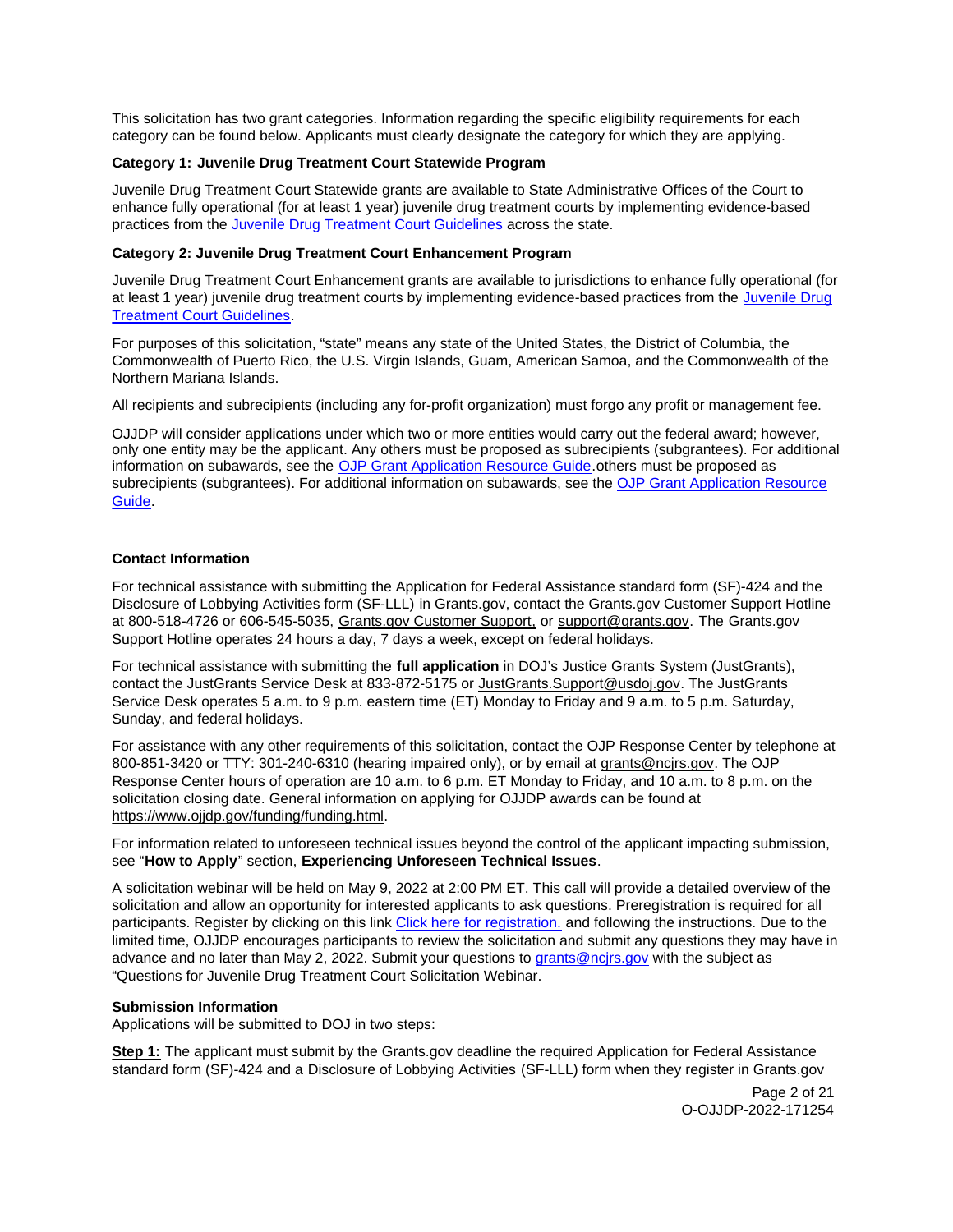This solicitation has two grant categories. Information regarding the specific eligibility requirements for each category can be found below. Applicants must clearly designate the category for which they are applying.

**Category 1: Juvenile Drug Treatment Court Statewide Program**

Juvenile Drug Treatment Court Statewide grants are available to State Administrative Offices of the Court to enhance fully operational (for at least 1 year) juvenile drug treatment courts by implementing evidence-based practices from the Juvenile Drug Treatment Court Guidelines across the state.

**Category 2: Juvenile Drug Treatment Court Enhancement Program**

Juvenile Drug Treatment Court Enhancement grants are available to jurisdictions to enhance fully operational (for at least 1 year) juvenile drug treatment courts by implementing evidence-based practices from the Juvenile Drug Treatment Court Guidelines.

For purposes of this solicitation, "state" means any state of the United States, the District of Columbia, the Commonwealth of Puerto Rico, the U.S. Virgin Islands, Guam, American Samoa, and the Commonwealth of the Northern Mariana Islands.

All recipients and subrecipients (including any for-profit organization) must forgo any profit or management fee.

OJJDP will consider applications under which two or more entities would carry out the federal award; however, only one entity may be the applicant. Any others must be proposed as subrecipients (subgrantees). For additional information on subawards, see the OJP Grant Application Resource Guide.others must be proposed as subrecipients (subgrantees). For additional information on subawards, see the OJP Grant Application Resource Guide.

**Contact Information**

For technical assistance with submitting the Application for Federal Assistance standard form (SF)-424 and the Disclosure of Lobbying Activities form (SF-LLL) in Grants.gov, contact the Grants.gov Customer Support Hotline at 800-518-4726 or 606-545-5035, Grants.gov Customer Support, or support@grants.gov. The Grants.gov Support Hotline operates 24 hours a day, 7 days a week, except on federal holidays.

For technical assistance with submitting the **full application** in DOJ's Justice Grants System (JustGrants), contact the JustGrants Service Desk at 833-872-5175 or JustGrants.Support@usdoj.gov. The JustGrants Service Desk operates 5 a.m. to 9 p.m. eastern time (ET) Monday to Friday and 9 a.m. to 5 p.m. Saturday, Sunday, and federal holidays.

For assistance with any other requirements of this solicitation, contact the OJP Response Center by telephone at 800-851-3420 or TTY: 301-240-6310 (hearing impaired only), or by email at grants@ncjrs.gov. The OJP Response Center hours of operation are 10 a.m. to 6 p.m. ET Monday to Friday, and 10 a.m. to 8 p.m. on the solicitation closing date. General information on applying for OJJDP awards can be found at https://www.ojjdp.gov/funding/funding.html.

For information related to unforeseen technical issues beyond the control of the applicant impacting submission, see "**How to Apply**" section, **Experiencing Unforeseen Technical Issues**.

A solicitation webinar will be held on May 9, 2022 at 2:00 PM ET. This call will provide a detailed overview of the solicitation and allow an opportunity for interested applicants to ask questions. Preregistration is required for all participants. Register by clicking on this link Click here for registration. and following the instructions. Due to the limited time, OJJDP encourages participants to review the solicitation and submit any questions they may have in advance and no later than May 2, 2022. Submit your questions to grants@ncjrs.gov with the subject as "Questions for Juvenile Drug Treatment Court Solicitation Webinar.

**Submission Information**

Applications will be submitted to DOJ in two steps:

**Step 1:** The applicant must submit by the Grants.gov deadline the required Application for Federal Assistance standard form (SF)-424 and a Disclosure of Lobbying Activities (SF-LLL) form when they register in Grants.gov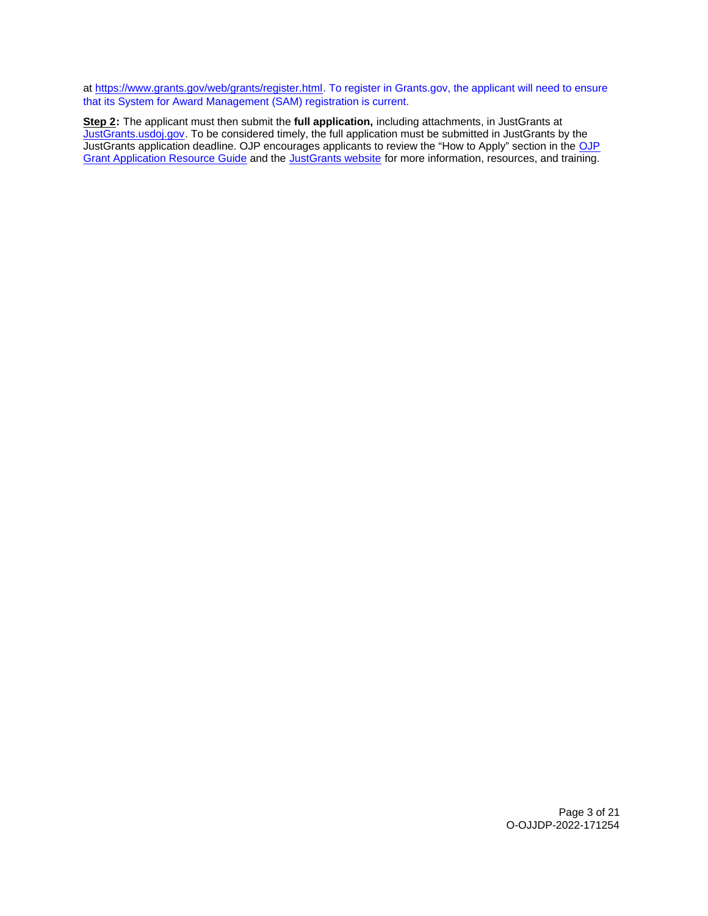at https://www.grants.gov/web/grants/register.html. To register in Grants.gov, the applicant will need to ensure that its System for Award Management (SAM) registration is current.

**Step 2:** The applicant must then submit the **full application,** including attachments, in JustGrants at JustGrants.usdoj.gov. To be considered timely, the full application must be submitted in JustGrants by the JustGrants application deadline. OJP encourages applicants to review the "How to Apply" section in the OJP Grant Application Resource Guide and the JustGrants website for more information, resources, and training.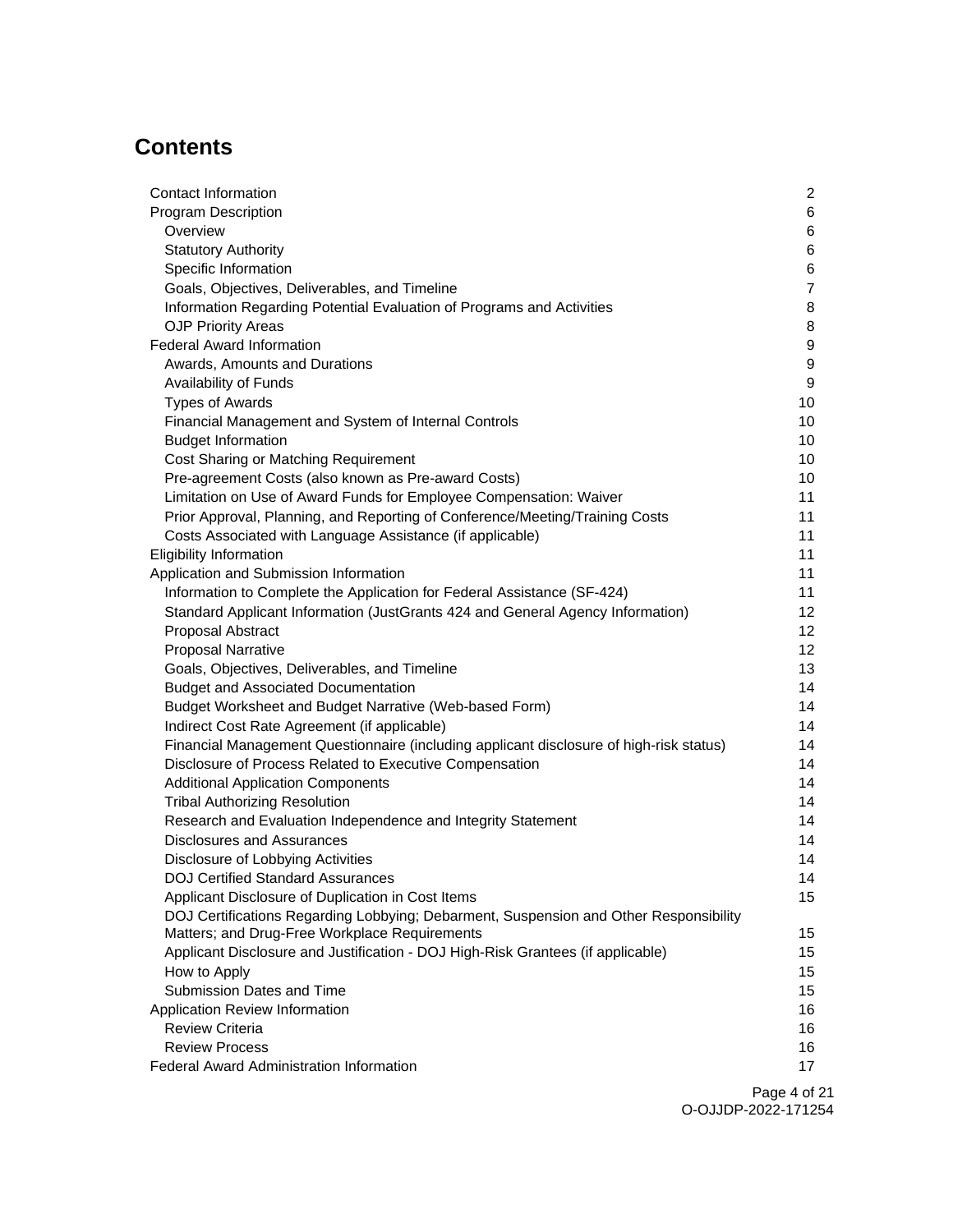## Contents

| | |
|---|---|
| Contact Information | 2 |
| Program Description | 6 |
| Overview | 6 |
| Statutory Authority | 6 |
| Specific Information | 6 |
| Goals, Objectives, Deliverables, and Timeline | 7 |
| Information Regarding Potential Evaluation of Programs and Activities | 8 |
| OJP Priority Areas | 8 |
| Federal Award Information | 9 |
| Awards, Amounts and Durations | 9 |
| Availability of Funds | 9 |
| Types of Awards | 10 |
| Financial Management and System of Internal Controls | 10 |
| Budget Information | 10 |
| Cost Sharing or Matching Requirement | 10 |
| Pre-agreement Costs (also known as Pre-award Costs) | 10 |
| Limitation on Use of Award Funds for Employee Compensation: Waiver | 11 |
| Prior Approval, Planning, and Reporting of Conference/Meeting/Training Costs | 11 |
| Costs Associated with Language Assistance (if applicable) | 11 |
| Eligibility Information | 11 |
| Application and Submission Information | 11 |
| Information to Complete the Application for Federal Assistance (SF-424) | 11 |
| Standard Applicant Information (JustGrants 424 and General Agency Information) | 12 |
| Proposal Abstract | 12 |
| Proposal Narrative | 12 |
| Goals, Objectives, Deliverables, and Timeline | 13 |
| Budget and Associated Documentation | 14 |
| Budget Worksheet and Budget Narrative (Web-based Form) | 14 |
| Indirect Cost Rate Agreement (if applicable) | 14 |
| Financial Management Questionnaire (including applicant disclosure of high-risk status) | 14 |
| Disclosure of Process Related to Executive Compensation | 14 |
| Additional Application Components | 14 |
| Tribal Authorizing Resolution | 14 |
| Research and Evaluation Independence and Integrity Statement | 14 |
| Disclosures and Assurances | 14 |
| Disclosure of Lobbying Activities | 14 |
| DOJ Certified Standard Assurances | 14 |
| Applicant Disclosure of Duplication in Cost Items | 15 |
| DOJ Certifications Regarding Lobbying; Debarment, Suspension and Other Responsibility Matters; and Drug-Free Workplace Requirements | 15 |
| Applicant Disclosure and Justification - DOJ High-Risk Grantees (if applicable) | 15 |
| How to Apply | 15 |
| Submission Dates and Time | 15 |
| Application Review Information | 16 |
| Review Criteria | 16 |
| Review Process | 16 |
| Federal Award Administration Information | 17 |

O-OJJDP-2022-171254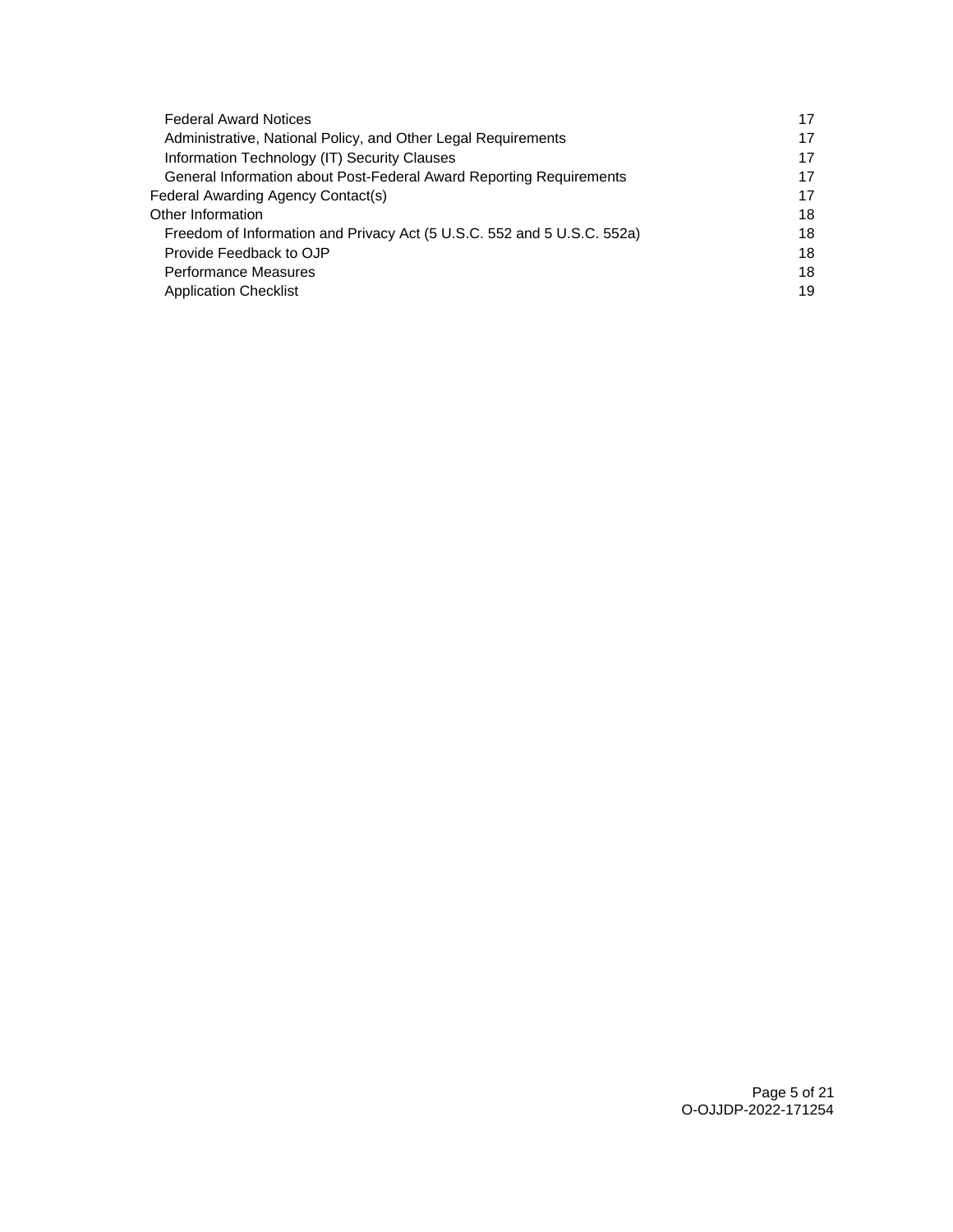| | |
|---|---|
| Federal Award Notices | 17 |
| Administrative, National Policy, and Other Legal Requirements | 17 |
| Information Technology (IT) Security Clauses | 17 |
| General Information about Post-Federal Award Reporting Requirements | 17 |
| Federal Awarding Agency Contact(s) | 17 |
| Other Information | 18 |
| Freedom of Information and Privacy Act (5 U.S.C. 552 and 5 U.S.C. 552a) | 18 |
| Provide Feedback to OJP | 18 |
| Performance Measures | 18 |
| Application Checklist | 19 |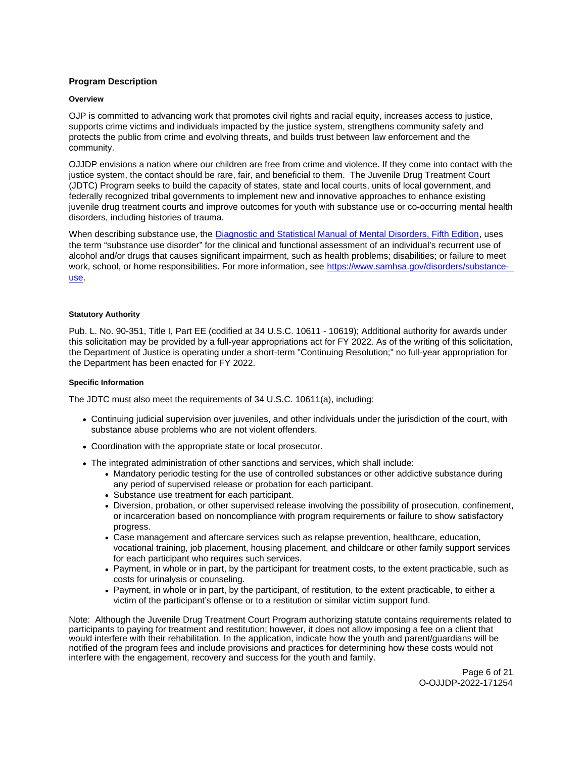## Program Description

### Overview

OJP is committed to advancing work that promotes civil rights and racial equity, increases access to justice, supports crime victims and individuals impacted by the justice system, strengthens community safety and protects the public from crime and evolving threats, and builds trust between law enforcement and the community.

OJJDP envisions a nation where our children are free from crime and violence. If they come into contact with the justice system, the contact should be rare, fair, and beneficial to them. The Juvenile Drug Treatment Court (JDTC) Program seeks to build the capacity of states, state and local courts, units of local government, and federally recognized tribal governments to implement new and innovative approaches to enhance existing juvenile drug treatment courts and improve outcomes for youth with substance use or co-occurring mental health disorders, including histories of trauma.

When describing substance use, the [Diagnostic and Statistical Manual of Mental Disorders, Fifth Edition](), uses the term "substance use disorder" for the clinical and functional assessment of an individual's recurrent use of alcohol and/or drugs that causes significant impairment, such as health problems; disabilities; or failure to meet work, school, or home responsibilities. For more information, see [https://www.samhsa.gov/disorders/substance-use](https://www.samhsa.gov/disorders/substance-use).

### Statutory Authority

Pub. L. No. 90-351, Title I, Part EE (codified at 34 U.S.C. 10611 - 10619); Additional authority for awards under this solicitation may be provided by a full-year appropriations act for FY 2022. As of the writing of this solicitation, the Department of Justice is operating under a short-term "Continuing Resolution;" no full-year appropriation for the Department has been enacted for FY 2022.

### Specific Information

The JDTC must also meet the requirements of 34 U.S.C. 10611(a), including:

- Continuing judicial supervision over juveniles, and other individuals under the jurisdiction of the court, with substance abuse problems who are not violent offenders.
- Coordination with the appropriate state or local prosecutor.
- The integrated administration of other sanctions and services, which shall include:
  - Mandatory periodic testing for the use of controlled substances or other addictive substance during any period of supervised release or probation for each participant.
  - Substance use treatment for each participant.
  - Diversion, probation, or other supervised release involving the possibility of prosecution, confinement, or incarceration based on noncompliance with program requirements or failure to show satisfactory progress.
  - Case management and aftercare services such as relapse prevention, healthcare, education, vocational training, job placement, housing placement, and childcare or other family support services for each participant who requires such services.
  - Payment, in whole or in part, by the participant for treatment costs, to the extent practicable, such as costs for urinalysis or counseling.
  - Payment, in whole or in part, by the participant, of restitution, to the extent practicable, to either a victim of the participant's offense or to a restitution or similar victim support fund.

Note: Although the Juvenile Drug Treatment Court Program authorizing statute contains requirements related to participants to paying for treatment and restitution; however, it does not allow imposing a fee on a client that would interfere with their rehabilitation. In the application, indicate how the youth and parent/guardians will be notified of the program fees and include provisions and practices for determining how these costs would not interfere with the engagement, recovery and success for the youth and family.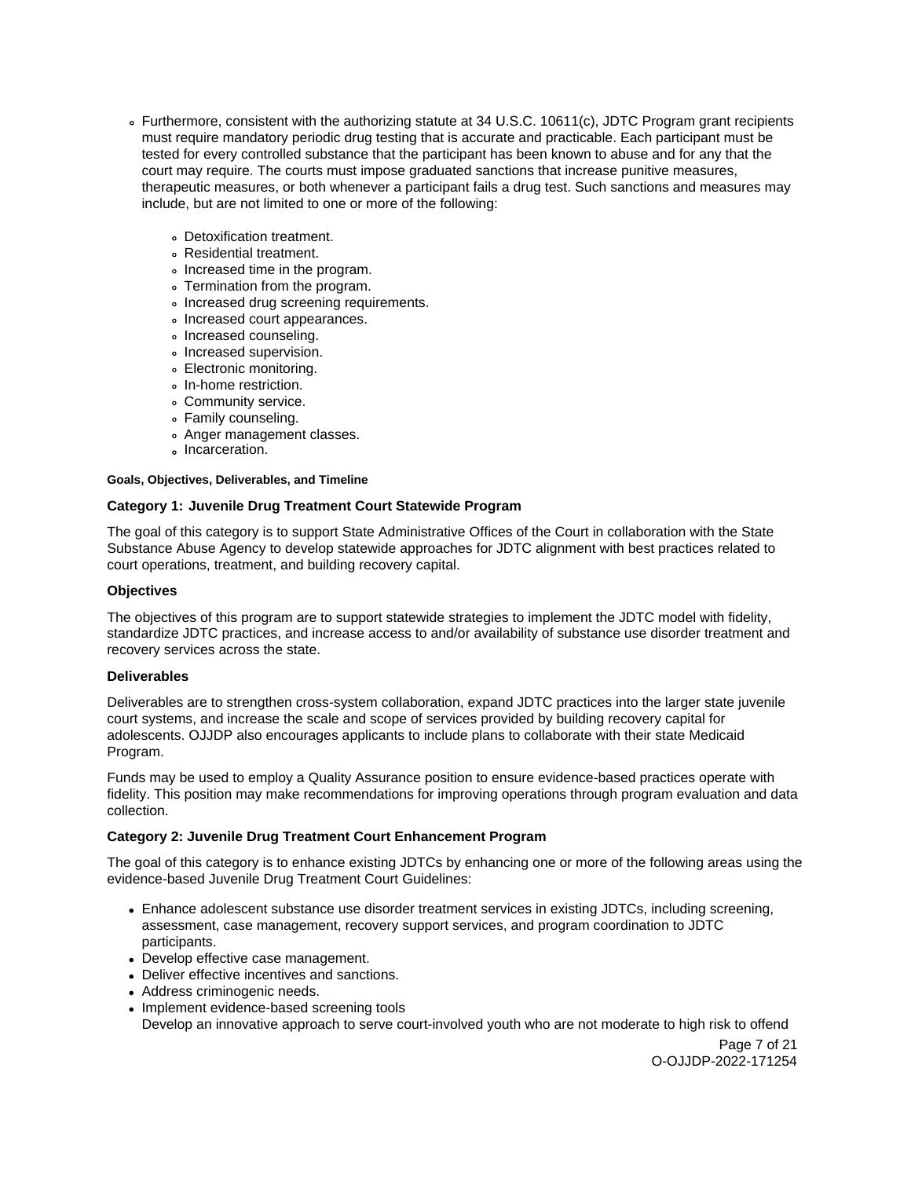- Furthermore, consistent with the authorizing statute at 34 U.S.C. 10611(c), JDTC Program grant recipients must require mandatory periodic drug testing that is accurate and practicable. Each participant must be tested for every controlled substance that the participant has been known to abuse and for any that the court may require. The courts must impose graduated sanctions that increase punitive measures, therapeutic measures, or both whenever a participant fails a drug test. Such sanctions and measures may include, but are not limited to one or more of the following:
  - Detoxification treatment.
  - Residential treatment.
  - Increased time in the program.
  - Termination from the program.
  - Increased drug screening requirements.
  - Increased court appearances.
  - Increased counseling.
  - Increased supervision.
  - Electronic monitoring.
  - In-home restriction.
  - Community service.
  - Family counseling.
  - Anger management classes.
  - Incarceration.

**Goals, Objectives, Deliverables, and Timeline**

**Category 1: Juvenile Drug Treatment Court Statewide Program**

The goal of this category is to support State Administrative Offices of the Court in collaboration with the State Substance Abuse Agency to develop statewide approaches for JDTC alignment with best practices related to court operations, treatment, and building recovery capital.

**Objectives**

The objectives of this program are to support statewide strategies to implement the JDTC model with fidelity, standardize JDTC practices, and increase access to and/or availability of substance use disorder treatment and recovery services across the state.

**Deliverables**

Deliverables are to strengthen cross-system collaboration, expand JDTC practices into the larger state juvenile court systems, and increase the scale and scope of services provided by building recovery capital for adolescents. OJJDP also encourages applicants to include plans to collaborate with their state Medicaid Program.

Funds may be used to employ a Quality Assurance position to ensure evidence-based practices operate with fidelity. This position may make recommendations for improving operations through program evaluation and data collection.

**Category 2: Juvenile Drug Treatment Court Enhancement Program**

The goal of this category is to enhance existing JDTCs by enhancing one or more of the following areas using the evidence-based Juvenile Drug Treatment Court Guidelines:

- Enhance adolescent substance use disorder treatment services in existing JDTCs, including screening, assessment, case management, recovery support services, and program coordination to JDTC participants.
- Develop effective case management.
- Deliver effective incentives and sanctions.
- Address criminogenic needs.
- Implement evidence-based screening tools
  Develop an innovative approach to serve court-involved youth who are not moderate to high risk to offend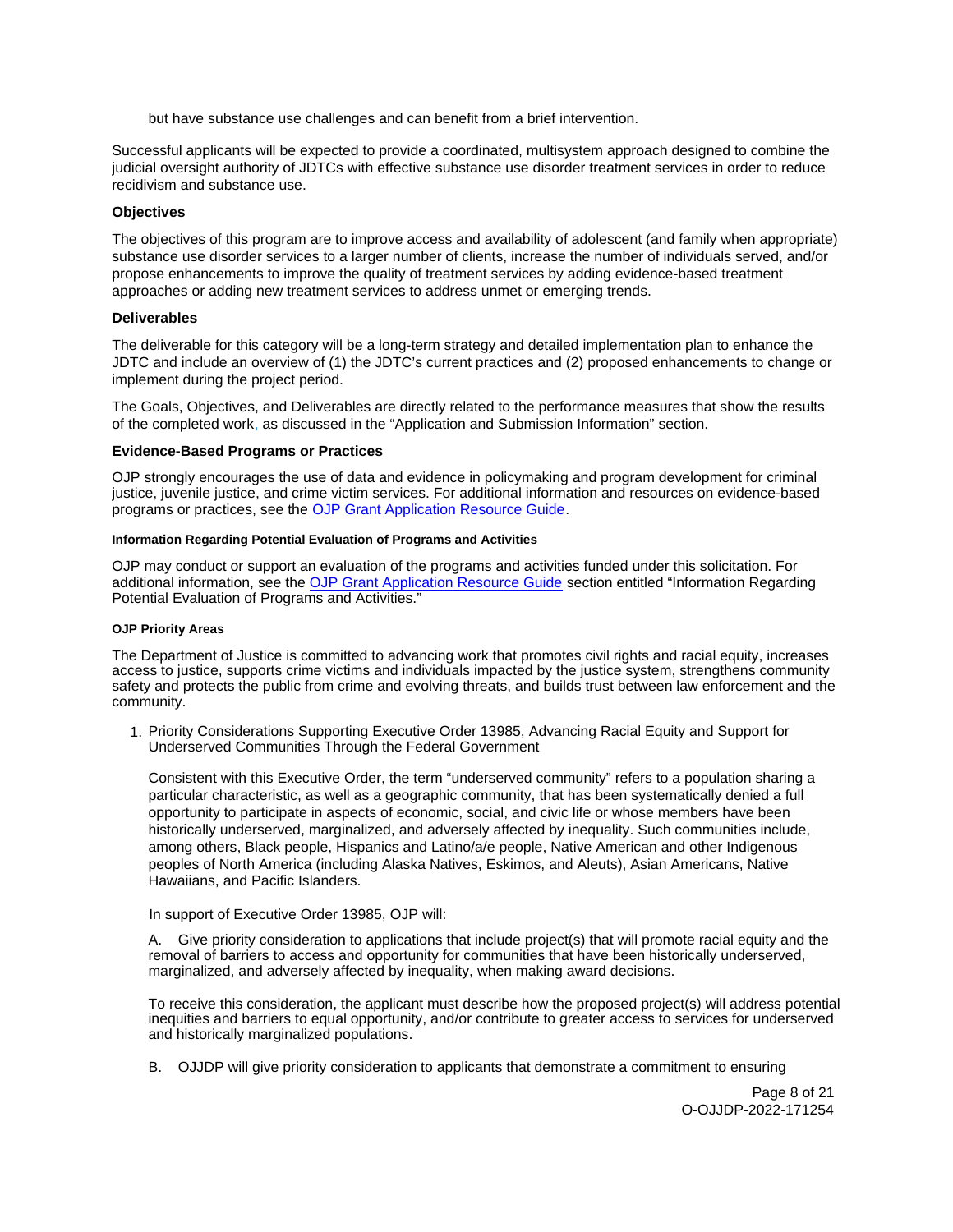but have substance use challenges and can benefit from a brief intervention.

Successful applicants will be expected to provide a coordinated, multisystem approach designed to combine the judicial oversight authority of JDTCs with effective substance use disorder treatment services in order to reduce recidivism and substance use.

### Objectives

The objectives of this program are to improve access and availability of adolescent (and family when appropriate) substance use disorder services to a larger number of clients, increase the number of individuals served, and/or propose enhancements to improve the quality of treatment services by adding evidence-based treatment approaches or adding new treatment services to address unmet or emerging trends.

### Deliverables

The deliverable for this category will be a long-term strategy and detailed implementation plan to enhance the JDTC and include an overview of (1) the JDTC's current practices and (2) proposed enhancements to change or implement during the project period.

The Goals, Objectives, and Deliverables are directly related to the performance measures that show the results of the completed work, as discussed in the "Application and Submission Information" section.

### Evidence-Based Programs or Practices

OJP strongly encourages the use of data and evidence in policymaking and program development for criminal justice, juvenile justice, and crime victim services. For additional information and resources on evidence-based programs or practices, see the OJP Grant Application Resource Guide.

#### Information Regarding Potential Evaluation of Programs and Activities

OJP may conduct or support an evaluation of the programs and activities funded under this solicitation. For additional information, see the OJP Grant Application Resource Guide section entitled "Information Regarding Potential Evaluation of Programs and Activities."

#### OJP Priority Areas

The Department of Justice is committed to advancing work that promotes civil rights and racial equity, increases access to justice, supports crime victims and individuals impacted by the justice system, strengthens community safety and protects the public from crime and evolving threats, and builds trust between law enforcement and the community.

1. Priority Considerations Supporting Executive Order 13985, Advancing Racial Equity and Support for Underserved Communities Through the Federal Government

   Consistent with this Executive Order, the term "underserved community" refers to a population sharing a particular characteristic, as well as a geographic community, that has been systematically denied a full opportunity to participate in aspects of economic, social, and civic life or whose members have been historically underserved, marginalized, and adversely affected by inequality. Such communities include, among others, Black people, Hispanics and Latino/a/e people, Native American and other Indigenous peoples of North America (including Alaska Natives, Eskimos, and Aleuts), Asian Americans, Native Hawaiians, and Pacific Islanders.

   In support of Executive Order 13985, OJP will:

   A. Give priority consideration to applications that include project(s) that will promote racial equity and the removal of barriers to access and opportunity for communities that have been historically underserved, marginalized, and adversely affected by inequality, when making award decisions.

   To receive this consideration, the applicant must describe how the proposed project(s) will address potential inequities and barriers to equal opportunity, and/or contribute to greater access to services for underserved and historically marginalized populations.

   B. OJJDP will give priority consideration to applicants that demonstrate a commitment to ensuring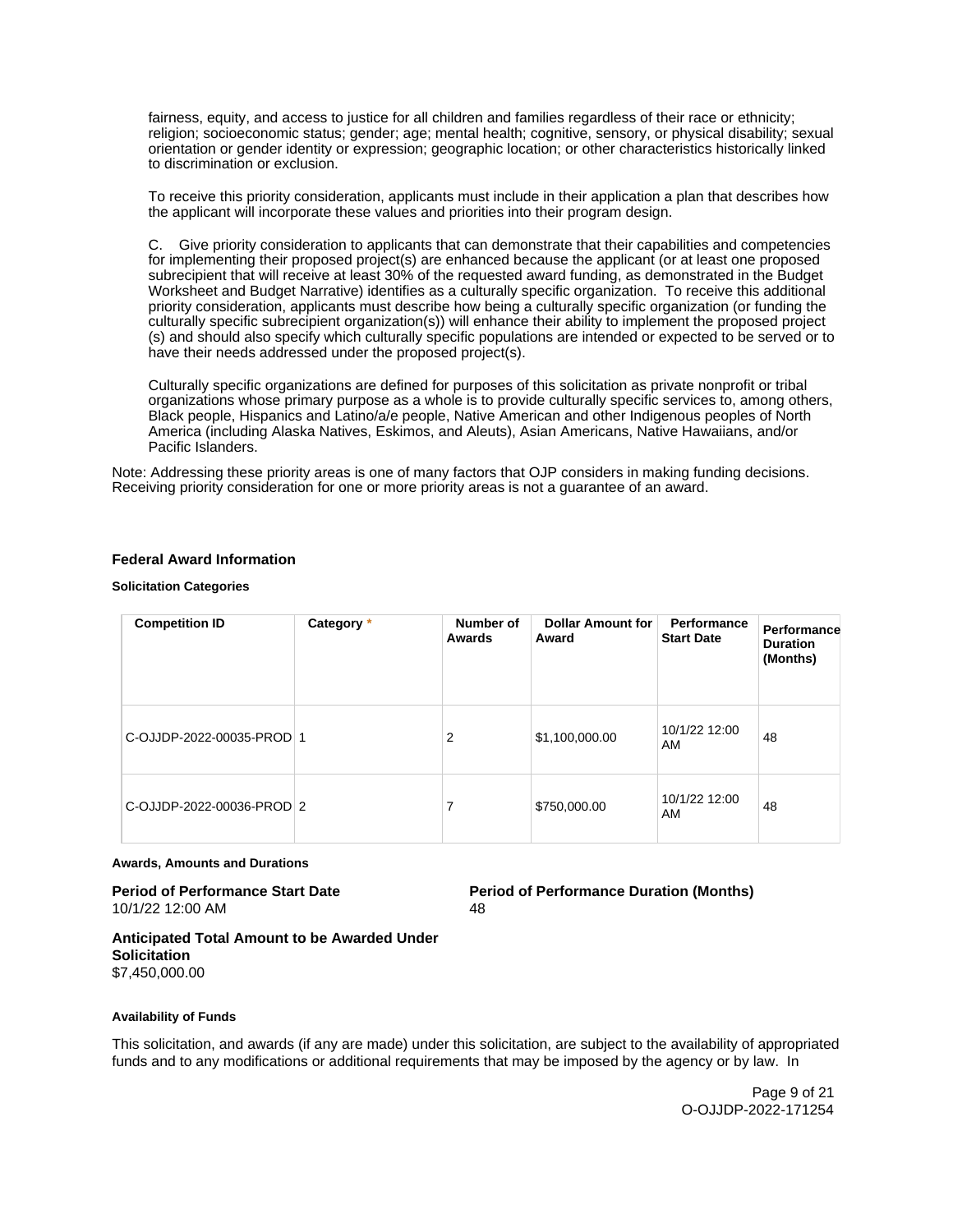fairness, equity, and access to justice for all children and families regardless of their race or ethnicity; religion; socioeconomic status; gender; age; mental health; cognitive, sensory, or physical disability; sexual orientation or gender identity or expression; geographic location; or other characteristics historically linked to discrimination or exclusion.

To receive this priority consideration, applicants must include in their application a plan that describes how the applicant will incorporate these values and priorities into their program design.

C. Give priority consideration to applicants that can demonstrate that their capabilities and competencies for implementing their proposed project(s) are enhanced because the applicant (or at least one proposed subrecipient that will receive at least 30% of the requested award funding, as demonstrated in the Budget Worksheet and Budget Narrative) identifies as a culturally specific organization. To receive this additional priority consideration, applicants must describe how being a culturally specific organization (or funding the culturally specific subrecipient organization(s)) will enhance their ability to implement the proposed project(s) and should also specify which culturally specific populations are intended or expected to be served or to have their needs addressed under the proposed project(s).

Culturally specific organizations are defined for purposes of this solicitation as private nonprofit or tribal organizations whose primary purpose as a whole is to provide culturally specific services to, among others, Black people, Hispanics and Latino/a/e people, Native American and other Indigenous peoples of North America (including Alaska Natives, Eskimos, and Aleuts), Asian Americans, Native Hawaiians, and/or Pacific Islanders.

Note: Addressing these priority areas is one of many factors that OJP considers in making funding decisions. Receiving priority consideration for one or more priority areas is not a guarantee of an award.

### Federal Award Information

#### Solicitation Categories

| Competition ID | Category * | Number of Awards | Dollar Amount for Award | Performance Start Date | Performance Duration (Months) |
|---|---|---|---|---|---|
| C-OJJDP-2022-00035-PROD | 1 | 2 | $1,100,000.00 | 10/1/22 12:00 AM | 48 |
| C-OJJDP-2022-00036-PROD | 2 | 7 | $750,000.00 | 10/1/22 12:00 AM | 48 |

#### Awards, Amounts and Durations

**Period of Performance Start Date**
10/1/22 12:00 AM

**Period of Performance Duration (Months)**
48

**Anticipated Total Amount to be Awarded Under Solicitation**
$7,450,000.00

#### Availability of Funds

This solicitation, and awards (if any are made) under this solicitation, are subject to the availability of appropriated funds and to any modifications or additional requirements that may be imposed by the agency or by law. In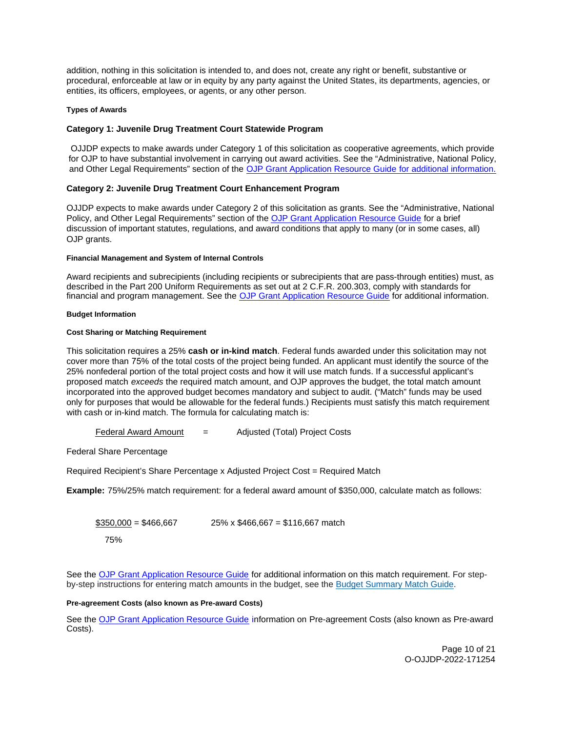addition, nothing in this solicitation is intended to, and does not, create any right or benefit, substantive or procedural, enforceable at law or in equity by any party against the United States, its departments, agencies, or entities, its officers, employees, or agents, or any other person.

#### Types of Awards

### Category 1: Juvenile Drug Treatment Court Statewide Program

OJJDP expects to make awards under Category 1 of this solicitation as cooperative agreements, which provide for OJP to have substantial involvement in carrying out award activities. See the "Administrative, National Policy, and Other Legal Requirements" section of the OJP Grant Application Resource Guide for additional information.

### Category 2: Juvenile Drug Treatment Court Enhancement Program

OJJDP expects to make awards under Category 2 of this solicitation as grants. See the "Administrative, National Policy, and Other Legal Requirements" section of the OJP Grant Application Resource Guide for a brief discussion of important statutes, regulations, and award conditions that apply to many (or in some cases, all) OJP grants.

#### Financial Management and System of Internal Controls

Award recipients and subrecipients (including recipients or subrecipients that are pass-through entities) must, as described in the Part 200 Uniform Requirements as set out at 2 C.F.R. 200.303, comply with standards for financial and program management. See the OJP Grant Application Resource Guide for additional information.

#### Budget Information

#### Cost Sharing or Matching Requirement

This solicitation requires a 25% **cash or in-kind match**. Federal funds awarded under this solicitation may not cover more than 75% of the total costs of the project being funded. An applicant must identify the source of the 25% nonfederal portion of the total project costs and how it will use match funds. If a successful applicant's proposed match *exceeds* the required match amount, and OJP approves the budget, the total match amount incorporated into the approved budget becomes mandatory and subject to audit. ("Match" funds may be used only for purposes that would be allowable for the federal funds.) Recipients must satisfy this match requirement with cash or in-kind match. The formula for calculating match is:

$$\frac{\text{Federal Award Amount}}{\text{Federal Share Percentage}} = \text{Adjusted (Total) Project Costs}$$

Required Recipient's Share Percentage x Adjusted Project Cost = Required Match

**Example:** 75%/25% match requirement: for a federal award amount of $350,000, calculate match as follows:

$$\frac{\$350{,}000}{75\%} = \$466{,}667 \qquad 25\% \times \$466{,}667 = \$116{,}667 \text{ match}$$

See the OJP Grant Application Resource Guide for additional information on this match requirement. For step-by-step instructions for entering match amounts in the budget, see the Budget Summary Match Guide.

#### Pre-agreement Costs (also known as Pre-award Costs)

See the OJP Grant Application Resource Guide information on Pre-agreement Costs (also known as Pre-award Costs).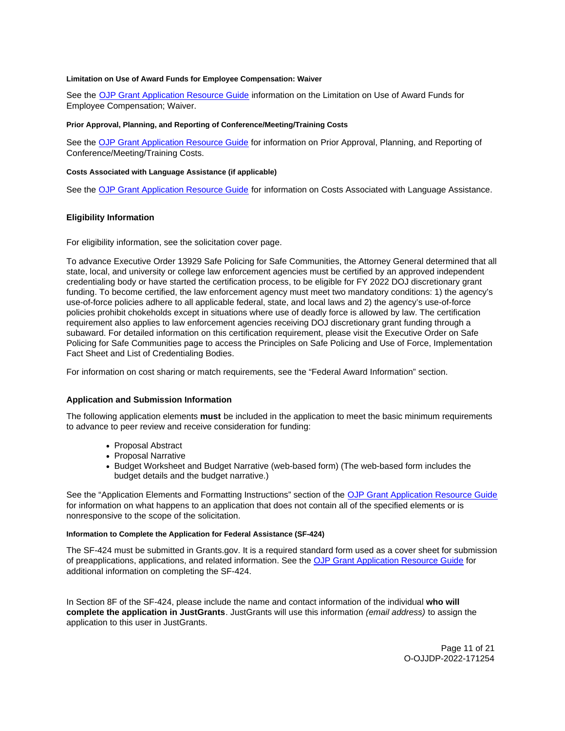#### Limitation on Use of Award Funds for Employee Compensation: Waiver

See the OJP Grant Application Resource Guide information on the Limitation on Use of Award Funds for Employee Compensation; Waiver.

#### Prior Approval, Planning, and Reporting of Conference/Meeting/Training Costs

See the OJP Grant Application Resource Guide for information on Prior Approval, Planning, and Reporting of Conference/Meeting/Training Costs.

#### Costs Associated with Language Assistance (if applicable)

See the OJP Grant Application Resource Guide for information on Costs Associated with Language Assistance.

### Eligibility Information

For eligibility information, see the solicitation cover page.

To advance Executive Order 13929 Safe Policing for Safe Communities, the Attorney General determined that all state, local, and university or college law enforcement agencies must be certified by an approved independent credentialing body or have started the certification process, to be eligible for FY 2022 DOJ discretionary grant funding. To become certified, the law enforcement agency must meet two mandatory conditions: 1) the agency's use-of-force policies adhere to all applicable federal, state, and local laws and 2) the agency's use-of-force policies prohibit chokeholds except in situations where use of deadly force is allowed by law. The certification requirement also applies to law enforcement agencies receiving DOJ discretionary grant funding through a subaward. For detailed information on this certification requirement, please visit the Executive Order on Safe Policing for Safe Communities page to access the Principles on Safe Policing and Use of Force, Implementation Fact Sheet and List of Credentialing Bodies.

For information on cost sharing or match requirements, see the "Federal Award Information" section.

### Application and Submission Information

The following application elements **must** be included in the application to meet the basic minimum requirements to advance to peer review and receive consideration for funding:

- Proposal Abstract
- Proposal Narrative
- Budget Worksheet and Budget Narrative (web-based form) (The web-based form includes the budget details and the budget narrative.)

See the "Application Elements and Formatting Instructions" section of the OJP Grant Application Resource Guide for information on what happens to an application that does not contain all of the specified elements or is nonresponsive to the scope of the solicitation.

#### Information to Complete the Application for Federal Assistance (SF-424)

The SF-424 must be submitted in Grants.gov. It is a required standard form used as a cover sheet for submission of preapplications, applications, and related information. See the OJP Grant Application Resource Guide for additional information on completing the SF-424.

In Section 8F of the SF-424, please include the name and contact information of the individual **who will complete the application in JustGrants**. JustGrants will use this information *(email address)* to assign the application to this user in JustGrants.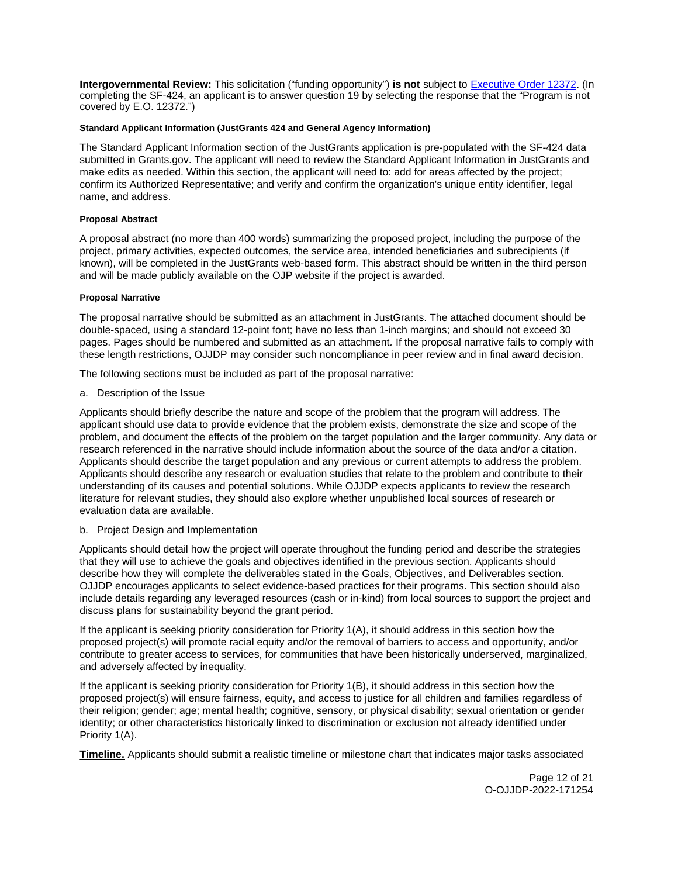**Intergovernmental Review:** This solicitation ("funding opportunity") **is not** subject to [Executive Order 12372](). (In completing the SF-424, an applicant is to answer question 19 by selecting the response that the "Program is not covered by E.O. 12372.")

#### Standard Applicant Information (JustGrants 424 and General Agency Information)

The Standard Applicant Information section of the JustGrants application is pre-populated with the SF-424 data submitted in Grants.gov. The applicant will need to review the Standard Applicant Information in JustGrants and make edits as needed. Within this section, the applicant will need to: add for areas affected by the project; confirm its Authorized Representative; and verify and confirm the organization's unique entity identifier, legal name, and address.

#### Proposal Abstract

A proposal abstract (no more than 400 words) summarizing the proposed project, including the purpose of the project, primary activities, expected outcomes, the service area, intended beneficiaries and subrecipients (if known), will be completed in the JustGrants web-based form. This abstract should be written in the third person and will be made publicly available on the OJP website if the project is awarded.

#### Proposal Narrative

The proposal narrative should be submitted as an attachment in JustGrants. The attached document should be double-spaced, using a standard 12-point font; have no less than 1-inch margins; and should not exceed 30 pages. Pages should be numbered and submitted as an attachment. If the proposal narrative fails to comply with these length restrictions, OJJDP may consider such noncompliance in peer review and in final award decision.

The following sections must be included as part of the proposal narrative:

a. Description of the Issue

Applicants should briefly describe the nature and scope of the problem that the program will address. The applicant should use data to provide evidence that the problem exists, demonstrate the size and scope of the problem, and document the effects of the problem on the target population and the larger community. Any data or research referenced in the narrative should include information about the source of the data and/or a citation. Applicants should describe the target population and any previous or current attempts to address the problem. Applicants should describe any research or evaluation studies that relate to the problem and contribute to their understanding of its causes and potential solutions. While OJJDP expects applicants to review the research literature for relevant studies, they should also explore whether unpublished local sources of research or evaluation data are available.

b. Project Design and Implementation

Applicants should detail how the project will operate throughout the funding period and describe the strategies that they will use to achieve the goals and objectives identified in the previous section. Applicants should describe how they will complete the deliverables stated in the Goals, Objectives, and Deliverables section. OJJDP encourages applicants to select evidence-based practices for their programs. This section should also include details regarding any leveraged resources (cash or in-kind) from local sources to support the project and discuss plans for sustainability beyond the grant period.

If the applicant is seeking priority consideration for Priority 1(A), it should address in this section how the proposed project(s) will promote racial equity and/or the removal of barriers to access and opportunity, and/or contribute to greater access to services, for communities that have been historically underserved, marginalized, and adversely affected by inequality.

If the applicant is seeking priority consideration for Priority 1(B), it should address in this section how the proposed project(s) will ensure fairness, equity, and access to justice for all children and families regardless of their religion; gender; age; mental health; cognitive, sensory, or physical disability; sexual orientation or gender identity; or other characteristics historically linked to discrimination or exclusion not already identified under Priority 1(A).

**Timeline.** Applicants should submit a realistic timeline or milestone chart that indicates major tasks associated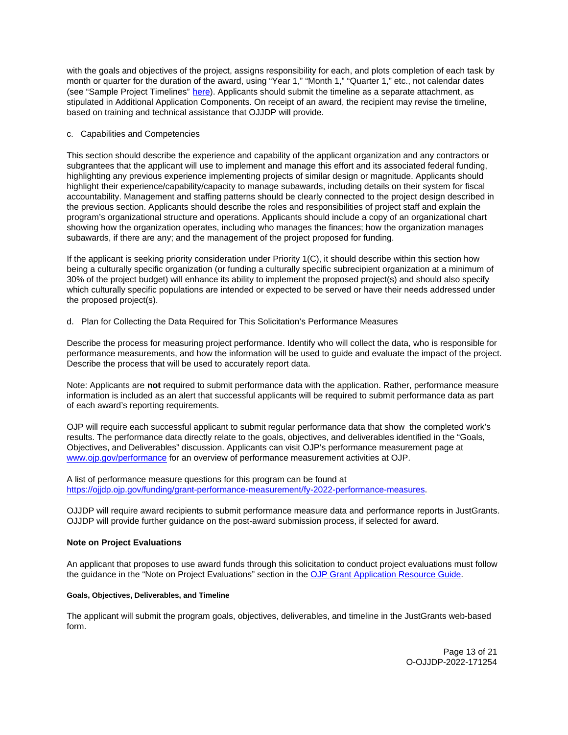with the goals and objectives of the project, assigns responsibility for each, and plots completion of each task by month or quarter for the duration of the award, using "Year 1," "Month 1," "Quarter 1," etc., not calendar dates (see "Sample Project Timelines" here). Applicants should submit the timeline as a separate attachment, as stipulated in Additional Application Components. On receipt of an award, the recipient may revise the timeline, based on training and technical assistance that OJJDP will provide.

c. Capabilities and Competencies

This section should describe the experience and capability of the applicant organization and any contractors or subgrantees that the applicant will use to implement and manage this effort and its associated federal funding, highlighting any previous experience implementing projects of similar design or magnitude. Applicants should highlight their experience/capability/capacity to manage subawards, including details on their system for fiscal accountability. Management and staffing patterns should be clearly connected to the project design described in the previous section. Applicants should describe the roles and responsibilities of project staff and explain the program's organizational structure and operations. Applicants should include a copy of an organizational chart showing how the organization operates, including who manages the finances; how the organization manages subawards, if there are any; and the management of the project proposed for funding.

If the applicant is seeking priority consideration under Priority 1(C), it should describe within this section how being a culturally specific organization (or funding a culturally specific subrecipient organization at a minimum of 30% of the project budget) will enhance its ability to implement the proposed project(s) and should also specify which culturally specific populations are intended or expected to be served or have their needs addressed under the proposed project(s).

d. Plan for Collecting the Data Required for This Solicitation's Performance Measures

Describe the process for measuring project performance. Identify who will collect the data, who is responsible for performance measurements, and how the information will be used to guide and evaluate the impact of the project. Describe the process that will be used to accurately report data.

Note: Applicants are **not** required to submit performance data with the application. Rather, performance measure information is included as an alert that successful applicants will be required to submit performance data as part of each award's reporting requirements.

OJP will require each successful applicant to submit regular performance data that show the completed work's results. The performance data directly relate to the goals, objectives, and deliverables identified in the "Goals, Objectives, and Deliverables" discussion. Applicants can visit OJP's performance measurement page at www.ojp.gov/performance for an overview of performance measurement activities at OJP.

A list of performance measure questions for this program can be found at https://ojjdp.ojp.gov/funding/grant-performance-measurement/fy-2022-performance-measures.

OJJDP will require award recipients to submit performance measure data and performance reports in JustGrants. OJJDP will provide further guidance on the post-award submission process, if selected for award.

**Note on Project Evaluations**

An applicant that proposes to use award funds through this solicitation to conduct project evaluations must follow the guidance in the "Note on Project Evaluations" section in the OJP Grant Application Resource Guide.

#### Goals, Objectives, Deliverables, and Timeline

The applicant will submit the program goals, objectives, deliverables, and timeline in the JustGrants web-based form.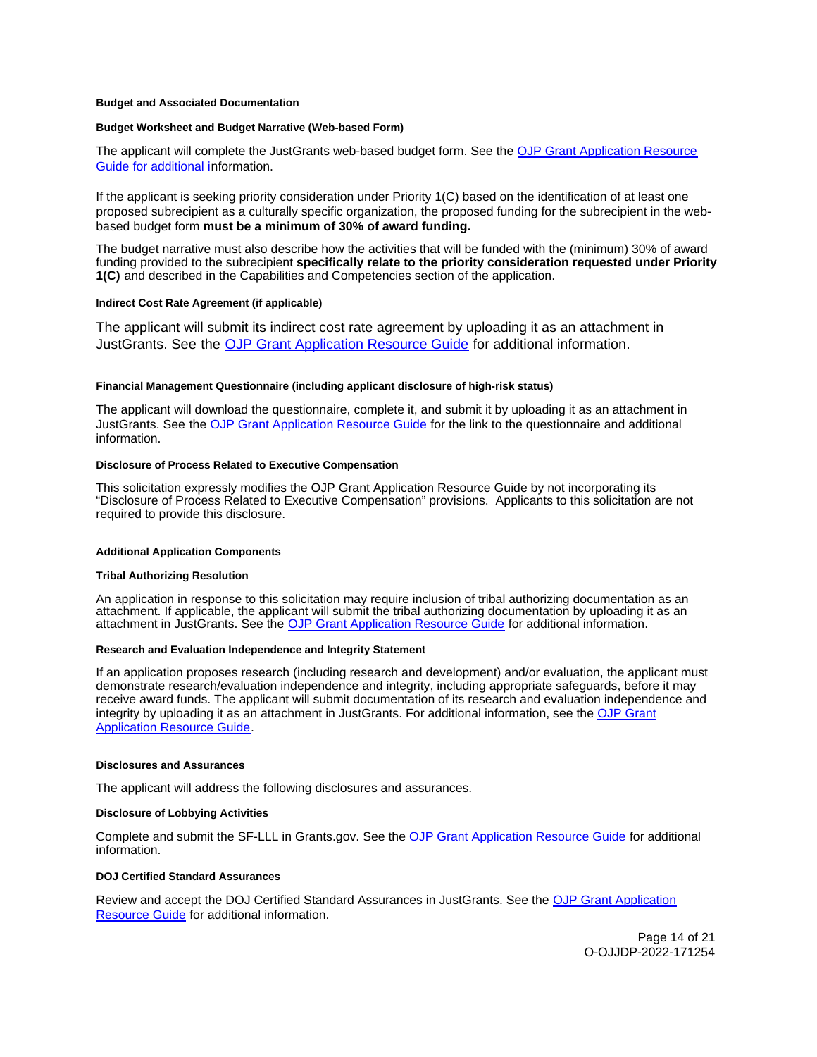**Budget and Associated Documentation**

**Budget Worksheet and Budget Narrative (Web-based Form)**

The applicant will complete the JustGrants web-based budget form. See the OJP Grant Application Resource Guide for additional information.

If the applicant is seeking priority consideration under Priority 1(C) based on the identification of at least one proposed subrecipient as a culturally specific organization, the proposed funding for the subrecipient in the web-based budget form **must be a minimum of 30% of award funding.**

The budget narrative must also describe how the activities that will be funded with the (minimum) 30% of award funding provided to the subrecipient **specifically relate to the priority consideration requested under Priority 1(C)** and described in the Capabilities and Competencies section of the application.

**Indirect Cost Rate Agreement (if applicable)**

The applicant will submit its indirect cost rate agreement by uploading it as an attachment in JustGrants. See the OJP Grant Application Resource Guide for additional information.

**Financial Management Questionnaire (including applicant disclosure of high-risk status)**

The applicant will download the questionnaire, complete it, and submit it by uploading it as an attachment in JustGrants. See the OJP Grant Application Resource Guide for the link to the questionnaire and additional information.

**Disclosure of Process Related to Executive Compensation**

This solicitation expressly modifies the OJP Grant Application Resource Guide by not incorporating its "Disclosure of Process Related to Executive Compensation" provisions. Applicants to this solicitation are not required to provide this disclosure.

**Additional Application Components**

**Tribal Authorizing Resolution**

An application in response to this solicitation may require inclusion of tribal authorizing documentation as an attachment. If applicable, the applicant will submit the tribal authorizing documentation by uploading it as an attachment in JustGrants. See the OJP Grant Application Resource Guide for additional information.

**Research and Evaluation Independence and Integrity Statement**

If an application proposes research (including research and development) and/or evaluation, the applicant must demonstrate research/evaluation independence and integrity, including appropriate safeguards, before it may receive award funds. The applicant will submit documentation of its research and evaluation independence and integrity by uploading it as an attachment in JustGrants. For additional information, see the OJP Grant Application Resource Guide.

**Disclosures and Assurances**

The applicant will address the following disclosures and assurances.

**Disclosure of Lobbying Activities**

Complete and submit the SF-LLL in Grants.gov. See the OJP Grant Application Resource Guide for additional information.

**DOJ Certified Standard Assurances**

Review and accept the DOJ Certified Standard Assurances in JustGrants. See the OJP Grant Application Resource Guide for additional information.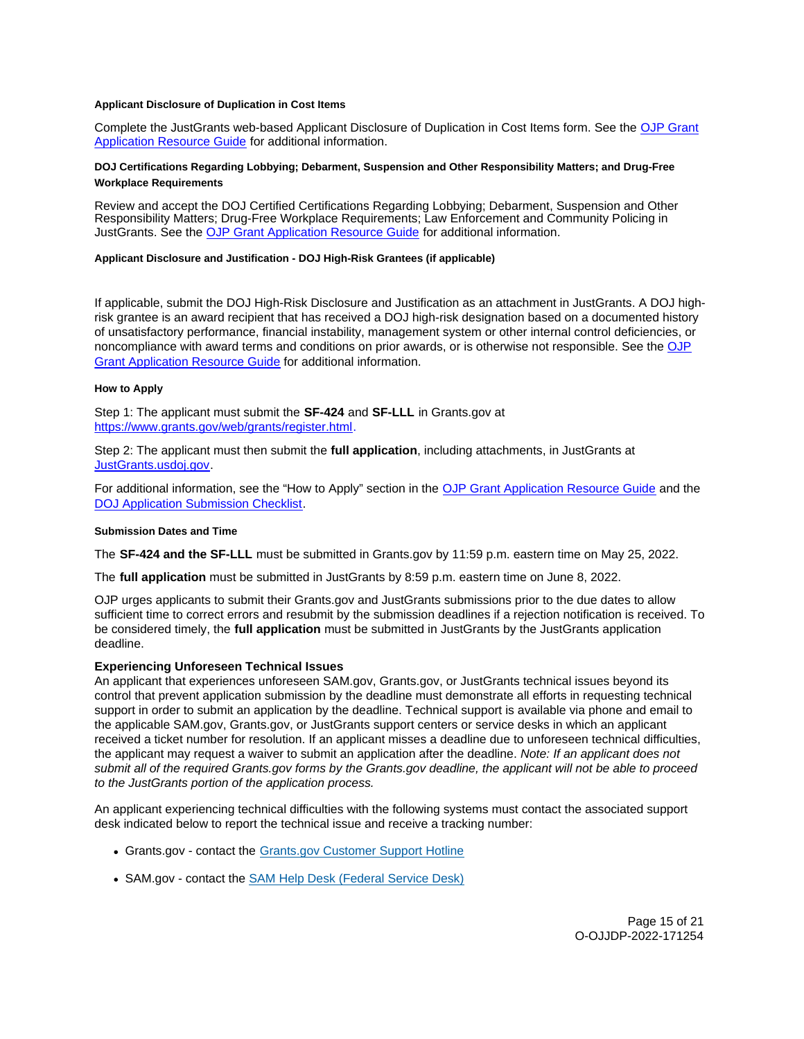#### Applicant Disclosure of Duplication in Cost Items

Complete the JustGrants web-based Applicant Disclosure of Duplication in Cost Items form. See the [OJP Grant Application Resource Guide](#) for additional information.

#### DOJ Certifications Regarding Lobbying; Debarment, Suspension and Other Responsibility Matters; and Drug-Free Workplace Requirements

Review and accept the DOJ Certified Certifications Regarding Lobbying; Debarment, Suspension and Other Responsibility Matters; Drug-Free Workplace Requirements; Law Enforcement and Community Policing in JustGrants. See the [OJP Grant Application Resource Guide](#) for additional information.

#### Applicant Disclosure and Justification - DOJ High-Risk Grantees (if applicable)

If applicable, submit the DOJ High-Risk Disclosure and Justification as an attachment in JustGrants. A DOJ high-risk grantee is an award recipient that has received a DOJ high-risk designation based on a documented history of unsatisfactory performance, financial instability, management system or other internal control deficiencies, or noncompliance with award terms and conditions on prior awards, or is otherwise not responsible. See the [OJP Grant Application Resource Guide](#) for additional information.

#### How to Apply

Step 1: The applicant must submit the **SF-424** and **SF-LLL** in Grants.gov at [https://www.grants.gov/web/grants/register.html](https://www.grants.gov/web/grants/register.html).

Step 2: The applicant must then submit the **full application**, including attachments, in JustGrants at [JustGrants.usdoj.gov](https://JustGrants.usdoj.gov).

For additional information, see the "How to Apply" section in the [OJP Grant Application Resource Guide](#) and the [DOJ Application Submission Checklist](#).

#### Submission Dates and Time

The **SF-424 and the SF-LLL** must be submitted in Grants.gov by 11:59 p.m. eastern time on May 25, 2022.

The **full application** must be submitted in JustGrants by 8:59 p.m. eastern time on June 8, 2022.

OJP urges applicants to submit their Grants.gov and JustGrants submissions prior to the due dates to allow sufficient time to correct errors and resubmit by the submission deadlines if a rejection notification is received. To be considered timely, the **full application** must be submitted in JustGrants by the JustGrants application deadline.

### Experiencing Unforeseen Technical Issues

An applicant that experiences unforeseen SAM.gov, Grants.gov, or JustGrants technical issues beyond its control that prevent application submission by the deadline must demonstrate all efforts in requesting technical support in order to submit an application by the deadline. Technical support is available via phone and email to the applicable SAM.gov, Grants.gov, or JustGrants support centers or service desks in which an applicant received a ticket number for resolution. If an applicant misses a deadline due to unforeseen technical difficulties, the applicant may request a waiver to submit an application after the deadline. *Note: If an applicant does not submit all of the required Grants.gov forms by the Grants.gov deadline, the applicant will not be able to proceed to the JustGrants portion of the application process.*

An applicant experiencing technical difficulties with the following systems must contact the associated support desk indicated below to report the technical issue and receive a tracking number:

- Grants.gov - contact the [Grants.gov Customer Support Hotline](#)
- SAM.gov - contact the [SAM Help Desk (Federal Service Desk)](#)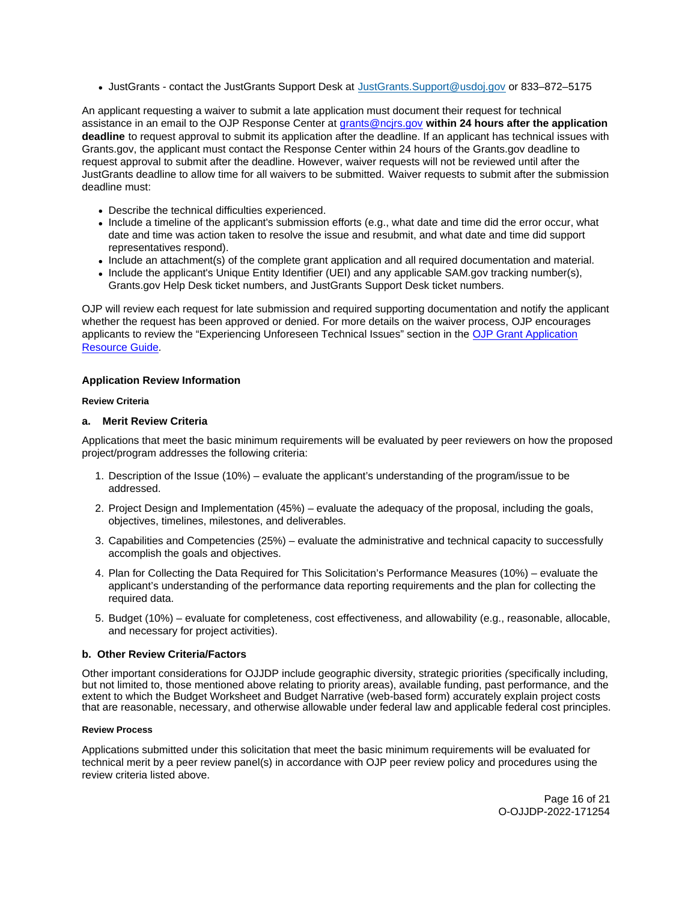- JustGrants - contact the JustGrants Support Desk at [JustGrants.Support@usdoj.gov](mailto:JustGrants.Support@usdoj.gov) or 833–872–5175

An applicant requesting a waiver to submit a late application must document their request for technical assistance in an email to the OJP Response Center at [grants@ncjrs.gov](mailto:grants@ncjrs.gov) **within 24 hours after the application deadline** to request approval to submit its application after the deadline. If an applicant has technical issues with Grants.gov, the applicant must contact the Response Center within 24 hours of the Grants.gov deadline to request approval to submit after the deadline. However, waiver requests will not be reviewed until after the JustGrants deadline to allow time for all waivers to be submitted. Waiver requests to submit after the submission deadline must:

- Describe the technical difficulties experienced.
- Include a timeline of the applicant's submission efforts (e.g., what date and time did the error occur, what date and time was action taken to resolve the issue and resubmit, and what date and time did support representatives respond).
- Include an attachment(s) of the complete grant application and all required documentation and material.
- Include the applicant's Unique Entity Identifier (UEI) and any applicable SAM.gov tracking number(s), Grants.gov Help Desk ticket numbers, and JustGrants Support Desk ticket numbers.

OJP will review each request for late submission and required supporting documentation and notify the applicant whether the request has been approved or denied. For more details on the waiver process, OJP encourages applicants to review the "Experiencing Unforeseen Technical Issues" section in the [OJP Grant Application Resource Guide](#).

### Application Review Information

#### Review Criteria

#### a. Merit Review Criteria

Applications that meet the basic minimum requirements will be evaluated by peer reviewers on how the proposed project/program addresses the following criteria:

1. Description of the Issue (10%) – evaluate the applicant's understanding of the program/issue to be addressed.
2. Project Design and Implementation (45%) – evaluate the adequacy of the proposal, including the goals, objectives, timelines, milestones, and deliverables.
3. Capabilities and Competencies (25%) – evaluate the administrative and technical capacity to successfully accomplish the goals and objectives.
4. Plan for Collecting the Data Required for This Solicitation's Performance Measures (10%) – evaluate the applicant's understanding of the performance data reporting requirements and the plan for collecting the required data.
5. Budget (10%) – evaluate for completeness, cost effectiveness, and allowability (e.g., reasonable, allocable, and necessary for project activities).

#### b. Other Review Criteria/Factors

Other important considerations for OJJDP include geographic diversity, strategic priorities *(*specifically including, but not limited to, those mentioned above relating to priority areas), available funding, past performance, and the extent to which the Budget Worksheet and Budget Narrative (web-based form) accurately explain project costs that are reasonable, necessary, and otherwise allowable under federal law and applicable federal cost principles.

#### Review Process

Applications submitted under this solicitation that meet the basic minimum requirements will be evaluated for technical merit by a peer review panel(s) in accordance with OJP peer review policy and procedures using the review criteria listed above.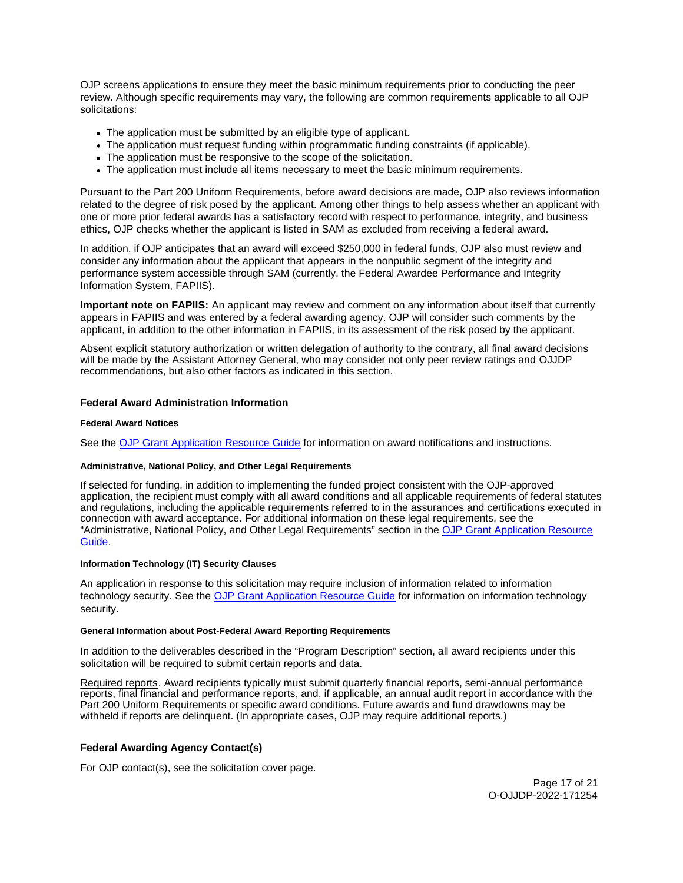OJP screens applications to ensure they meet the basic minimum requirements prior to conducting the peer review. Although specific requirements may vary, the following are common requirements applicable to all OJP solicitations:

- The application must be submitted by an eligible type of applicant.
- The application must request funding within programmatic funding constraints (if applicable).
- The application must be responsive to the scope of the solicitation.
- The application must include all items necessary to meet the basic minimum requirements.

Pursuant to the Part 200 Uniform Requirements, before award decisions are made, OJP also reviews information related to the degree of risk posed by the applicant. Among other things to help assess whether an applicant with one or more prior federal awards has a satisfactory record with respect to performance, integrity, and business ethics, OJP checks whether the applicant is listed in SAM as excluded from receiving a federal award.

In addition, if OJP anticipates that an award will exceed $250,000 in federal funds, OJP also must review and consider any information about the applicant that appears in the nonpublic segment of the integrity and performance system accessible through SAM (currently, the Federal Awardee Performance and Integrity Information System, FAPIIS).

**Important note on FAPIIS:** An applicant may review and comment on any information about itself that currently appears in FAPIIS and was entered by a federal awarding agency. OJP will consider such comments by the applicant, in addition to the other information in FAPIIS, in its assessment of the risk posed by the applicant.

Absent explicit statutory authorization or written delegation of authority to the contrary, all final award decisions will be made by the Assistant Attorney General, who may consider not only peer review ratings and OJJDP recommendations, but also other factors as indicated in this section.

### Federal Award Administration Information

#### Federal Award Notices

See the OJP Grant Application Resource Guide for information on award notifications and instructions.

#### Administrative, National Policy, and Other Legal Requirements

If selected for funding, in addition to implementing the funded project consistent with the OJP-approved application, the recipient must comply with all award conditions and all applicable requirements of federal statutes and regulations, including the applicable requirements referred to in the assurances and certifications executed in connection with award acceptance. For additional information on these legal requirements, see the "Administrative, National Policy, and Other Legal Requirements" section in the OJP Grant Application Resource Guide.

#### Information Technology (IT) Security Clauses

An application in response to this solicitation may require inclusion of information related to information technology security. See the OJP Grant Application Resource Guide for information on information technology security.

#### General Information about Post-Federal Award Reporting Requirements

In addition to the deliverables described in the "Program Description" section, all award recipients under this solicitation will be required to submit certain reports and data.

Required reports. Award recipients typically must submit quarterly financial reports, semi-annual performance reports, final financial and performance reports, and, if applicable, an annual audit report in accordance with the Part 200 Uniform Requirements or specific award conditions. Future awards and fund drawdowns may be withheld if reports are delinquent. (In appropriate cases, OJP may require additional reports.)

### Federal Awarding Agency Contact(s)

For OJP contact(s), see the solicitation cover page.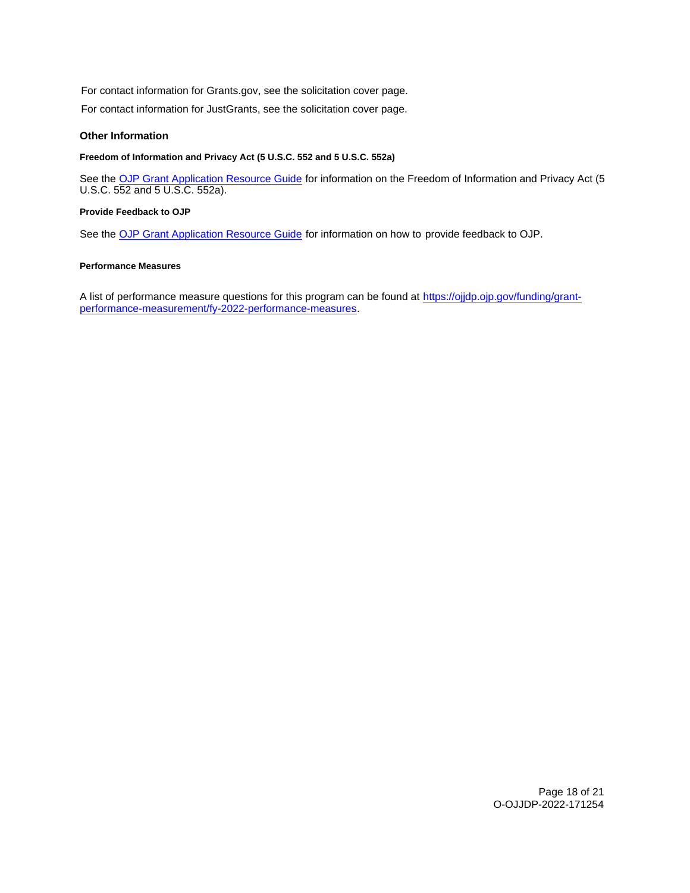For contact information for Grants.gov, see the solicitation cover page.

For contact information for JustGrants, see the solicitation cover page.

## Other Information

### Freedom of Information and Privacy Act (5 U.S.C. 552 and 5 U.S.C. 552a)

See the [OJP Grant Application Resource Guide](https://www.ojp.gov/funding/apply/ojp-grant-application-resource-guide) for information on the Freedom of Information and Privacy Act (5 U.S.C. 552 and 5 U.S.C. 552a).

### Provide Feedback to OJP

See the [OJP Grant Application Resource Guide](https://www.ojp.gov/funding/apply/ojp-grant-application-resource-guide) for information on how to provide feedback to OJP.

### Performance Measures

A list of performance measure questions for this program can be found at [https://ojjdp.ojp.gov/funding/grant-performance-measurement/fy-2022-performance-measures](https://ojjdp.ojp.gov/funding/grant-performance-measurement/fy-2022-performance-measures).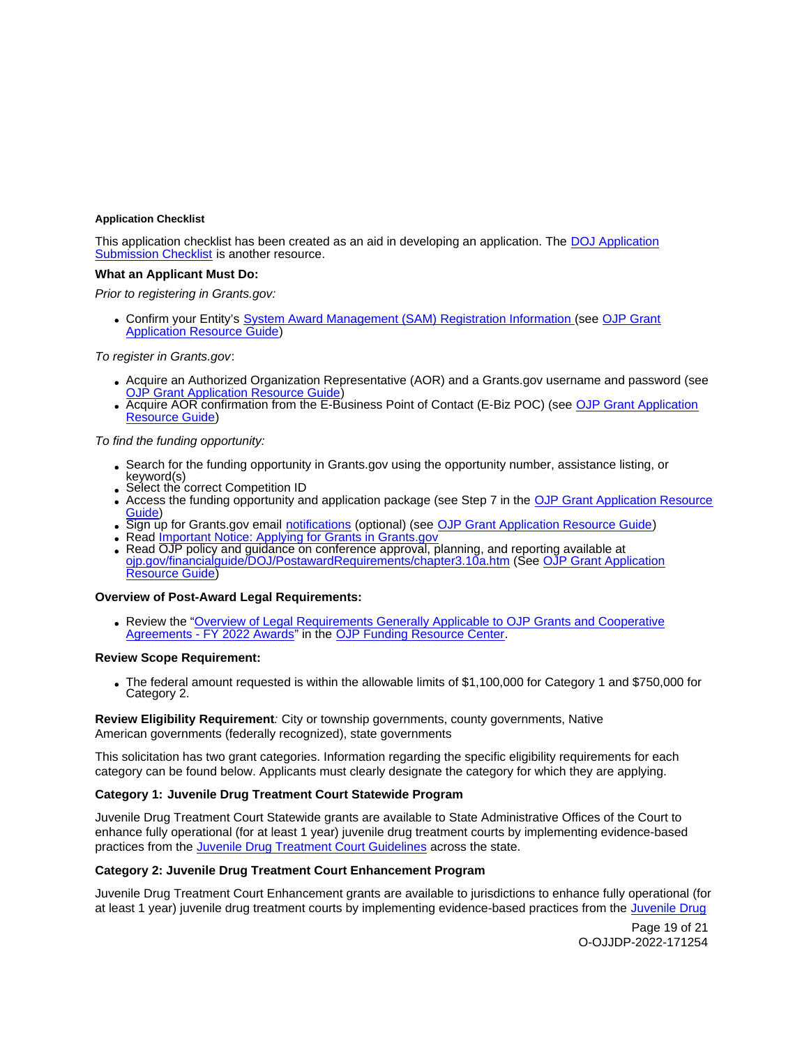#### Application Checklist

This application checklist has been created as an aid in developing an application. The DOJ Application Submission Checklist is another resource.

**What an Applicant Must Do:**

*Prior to registering in Grants.gov:*

- Confirm your Entity's System Award Management (SAM) Registration Information (see OJP Grant Application Resource Guide)

*To register in Grants.gov*:

- Acquire an Authorized Organization Representative (AOR) and a Grants.gov username and password (see OJP Grant Application Resource Guide)
- Acquire AOR confirmation from the E-Business Point of Contact (E-Biz POC) (see OJP Grant Application Resource Guide)

*To find the funding opportunity:*

- Search for the funding opportunity in Grants.gov using the opportunity number, assistance listing, or keyword(s)
- Select the correct Competition ID
- Access the funding opportunity and application package (see Step 7 in the OJP Grant Application Resource Guide)
- Sign up for Grants.gov email notifications (optional) (see OJP Grant Application Resource Guide)
- Read Important Notice: Applying for Grants in Grants.gov
- Read OJP policy and guidance on conference approval, planning, and reporting available at ojp.gov/financialguide/DOJ/PostawardRequirements/chapter3.10a.htm (See OJP Grant Application Resource Guide)

**Overview of Post-Award Legal Requirements:**

- Review the "Overview of Legal Requirements Generally Applicable to OJP Grants and Cooperative Agreements - FY 2022 Awards" in the OJP Funding Resource Center.

**Review Scope Requirement:**

- The federal amount requested is within the allowable limits of $1,100,000 for Category 1 and $750,000 for Category 2.

**Review Eligibility Requirement***:* City or township governments, county governments, Native American governments (federally recognized), state governments

This solicitation has two grant categories. Information regarding the specific eligibility requirements for each category can be found below. Applicants must clearly designate the category for which they are applying.

**Category 1: Juvenile Drug Treatment Court Statewide Program**

Juvenile Drug Treatment Court Statewide grants are available to State Administrative Offices of the Court to enhance fully operational (for at least 1 year) juvenile drug treatment courts by implementing evidence-based practices from the Juvenile Drug Treatment Court Guidelines across the state.

**Category 2: Juvenile Drug Treatment Court Enhancement Program**

Juvenile Drug Treatment Court Enhancement grants are available to jurisdictions to enhance fully operational (for at least 1 year) juvenile drug treatment courts by implementing evidence-based practices from the Juvenile Drug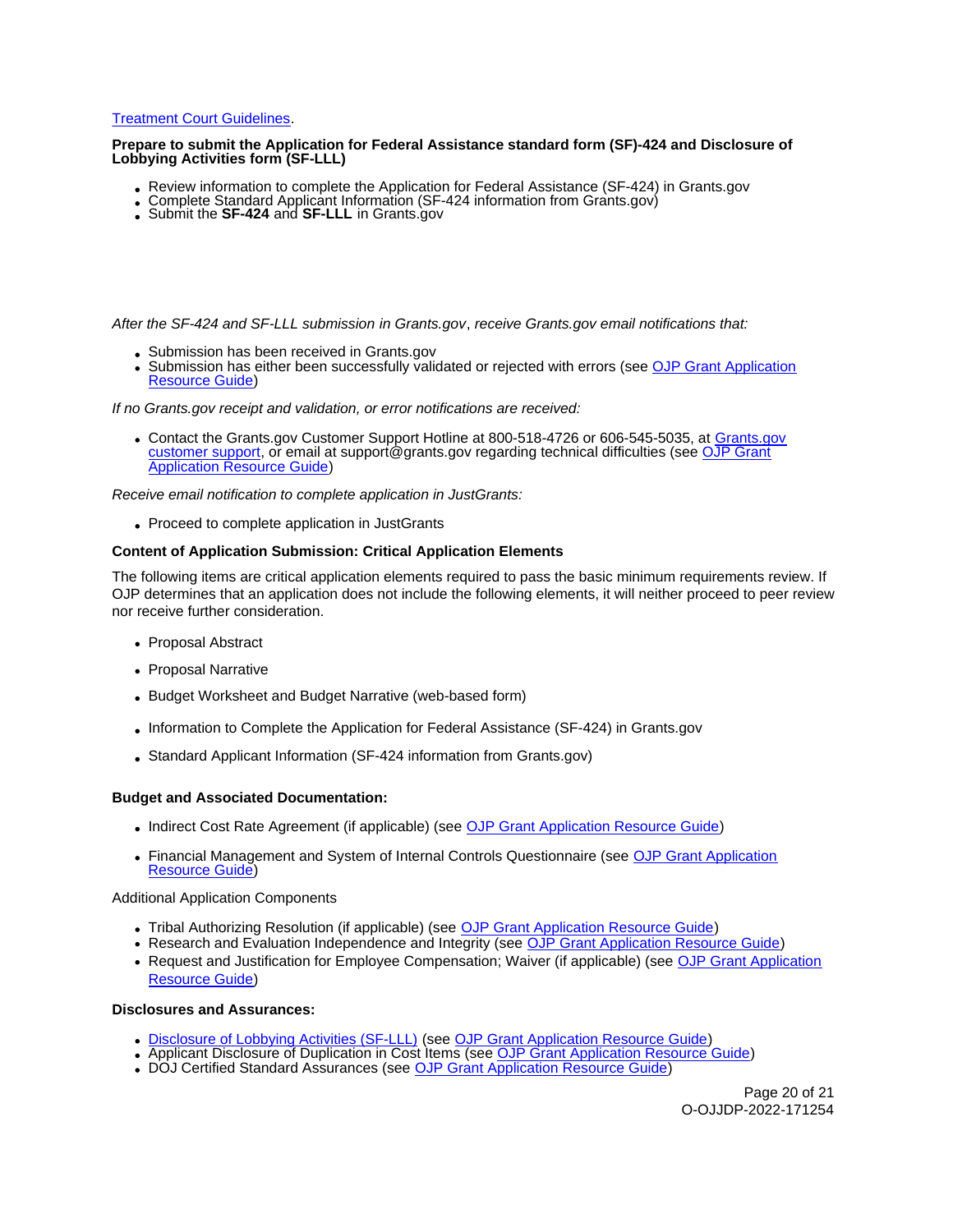Treatment Court Guidelines.

**Prepare to submit the Application for Federal Assistance standard form (SF)-424 and Disclosure of Lobbying Activities form (SF-LLL)**

- Review information to complete the Application for Federal Assistance (SF-424) in Grants.gov
- Complete Standard Applicant Information (SF-424 information from Grants.gov)
- Submit the **SF-424** and **SF-LLL** in Grants.gov

*After the SF-424 and SF-LLL submission in Grants.gov, receive Grants.gov email notifications that:*

- Submission has been received in Grants.gov
- Submission has either been successfully validated or rejected with errors (see OJP Grant Application Resource Guide)

*If no Grants.gov receipt and validation, or error notifications are received:*

- Contact the Grants.gov Customer Support Hotline at 800-518-4726 or 606-545-5035, at Grants.gov customer support, or email at support@grants.gov regarding technical difficulties (see OJP Grant Application Resource Guide)

*Receive email notification to complete application in JustGrants:*

- Proceed to complete application in JustGrants

**Content of Application Submission: Critical Application Elements**

The following items are critical application elements required to pass the basic minimum requirements review. If OJP determines that an application does not include the following elements, it will neither proceed to peer review nor receive further consideration.

- Proposal Abstract
- Proposal Narrative
- Budget Worksheet and Budget Narrative (web-based form)
- Information to Complete the Application for Federal Assistance (SF-424) in Grants.gov
- Standard Applicant Information (SF-424 information from Grants.gov)

**Budget and Associated Documentation:**

- Indirect Cost Rate Agreement (if applicable) (see OJP Grant Application Resource Guide)
- Financial Management and System of Internal Controls Questionnaire (see OJP Grant Application Resource Guide)

Additional Application Components

- Tribal Authorizing Resolution (if applicable) (see OJP Grant Application Resource Guide)
- Research and Evaluation Independence and Integrity (see OJP Grant Application Resource Guide)
- Request and Justification for Employee Compensation; Waiver (if applicable) (see OJP Grant Application Resource Guide)

**Disclosures and Assurances:**

- Disclosure of Lobbying Activities (SF-LLL) (see OJP Grant Application Resource Guide)
- Applicant Disclosure of Duplication in Cost Items (see OJP Grant Application Resource Guide)
- DOJ Certified Standard Assurances (see OJP Grant Application Resource Guide)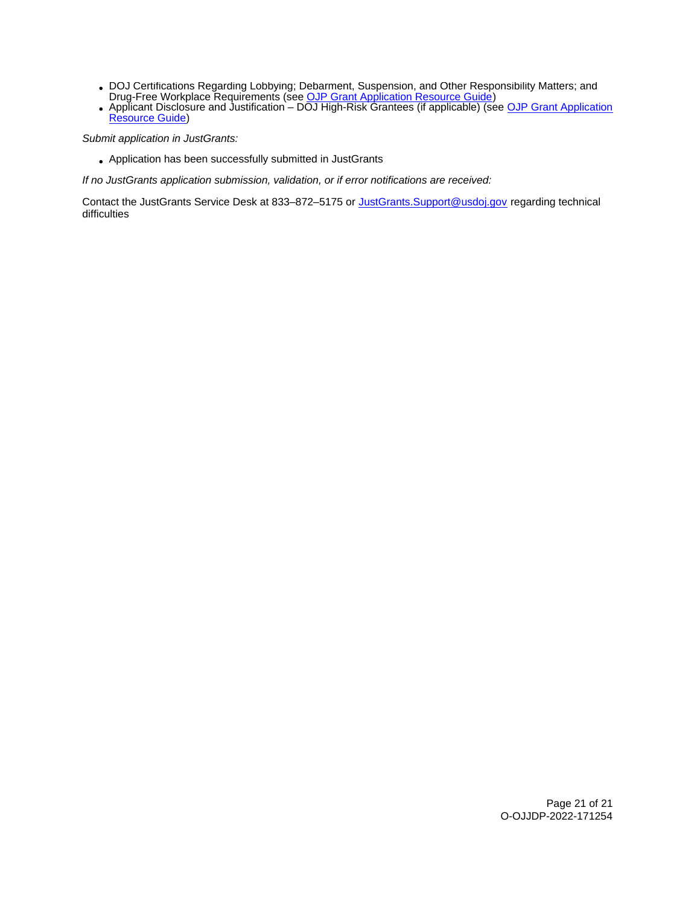- DOJ Certifications Regarding Lobbying; Debarment, Suspension, and Other Responsibility Matters; and Drug-Free Workplace Requirements (see OJP Grant Application Resource Guide)
- Applicant Disclosure and Justification – DOJ High-Risk Grantees (if applicable) (see OJP Grant Application Resource Guide)

*Submit application in JustGrants:*

- Application has been successfully submitted in JustGrants

*If no JustGrants application submission, validation, or if error notifications are received:*

Contact the JustGrants Service Desk at 833–872–5175 or JustGrants.Support@usdoj.gov regarding technical difficulties